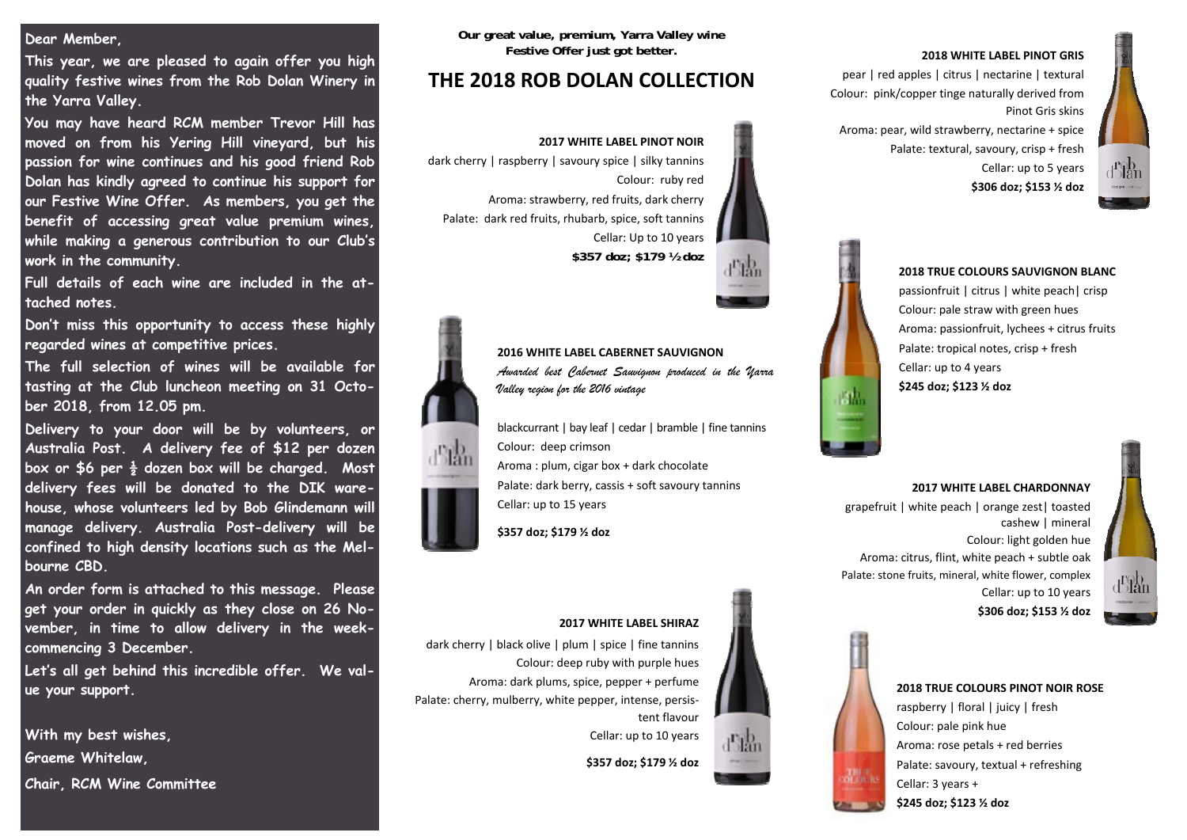Dear Member,

This year, we are pleased to again offer you high quality festive wines from the Rob Dolan Winery in the Yarra Valley.

You may have heard RCM member Trevor Hill has moved on from his Yering Hill vineyard, but his passion for wine continues and his good friend Rob Dolan has kindly agreed to continue his support for our Festive Wine Offer. As members, you get the benefit of accessing great value premium wines, while making a generous contribution to our Club's work in the community.

Full details of each wine are included in the attached notes.

Don't miss this opportunity to access these highly regarded wines at competitive prices.

The full selection of wines will be available for tasting at the Club luncheon meeting on 31 October 2018, from 12.05 pm.

Delivery to your door will be by volunteers, or Australia Post. A delivery fee of $12 per dozen box or $6 per ½ dozen box will be charged. Most delivery fees will be donated to the DIK warehouse, whose volunteers led by Bob Glindemann will manage delivery. Australia Post-delivery will be confined to high density locations such as the Melbourne CBD.

An order form is attached to this message. Please get your order in quickly as they close on 26 November, in time to allow delivery in the week-commencing 3 December.

Let's all get behind this incredible offer. We value your support.

With my best wishes,

Graeme Whitelaw,

Chair, RCM Wine Committee

**Our great value, premium, Yarra Valley wine Festive Offer just got better.**

# THE 2018 ROB DOLAN COLLECTION

**2017 WHITE LABEL PINOT NOIR**

dark cherry | raspberry | savoury spice | silky tannins
Colour: ruby red
Aroma: strawberry, red fruits, dark cherry
Palate: dark red fruits, rhubarb, spice, soft tannins
Cellar: Up to 10 years
**$357 doz; $179 ½ doz**

**2016 WHITE LABEL CABERNET SAUVIGNON**

*Awarded best Cabernet Sauvignon produced in the Yarra Valley region for the 2016 vintage*

blackcurrant | bay leaf | cedar | bramble | fine tannins
Colour: deep crimson
Aroma : plum, cigar box + dark chocolate
Palate: dark berry, cassis + soft savoury tannins
Cellar: up to 15 years

**$357 doz; $179 ½ doz**

**2017 WHITE LABEL SHIRAZ**

dark cherry | black olive | plum | spice | fine tannins
Colour: deep ruby with purple hues
Aroma: dark plums, spice, pepper + perfume
Palate: cherry, mulberry, white pepper, intense, persistent flavour
Cellar: up to 10 years

**$357 doz; $179 ½ doz**

**2018 WHITE LABEL PINOT GRIS**

pear | red apples | citrus | nectarine | textural
Colour: pink/copper tinge naturally derived from Pinot Gris skins
Aroma: pear, wild strawberry, nectarine + spice
Palate: textural, savoury, crisp + fresh
Cellar: up to 5 years
**$306 doz; $153 ½ doz**

**2018 TRUE COLOURS SAUVIGNON BLANC**

passionfruit | citrus | white peach| crisp
Colour: pale straw with green hues
Aroma: passionfruit, lychees + citrus fruits
Palate: tropical notes, crisp + fresh
Cellar: up to 4 years
**$245 doz; $123 ½ doz**

**2017 WHITE LABEL CHARDONNAY**

grapefruit | white peach | orange zest| toasted cashew | mineral
Colour: light golden hue
Aroma: citrus, flint, white peach + subtle oak
Palate: stone fruits, mineral, white flower, complex
Cellar: up to 10 years
**$306 doz; $153 ½ doz**

**2018 TRUE COLOURS PINOT NOIR ROSE**

raspberry | floral | juicy | fresh
Colour: pale pink hue
Aroma: rose petals + red berries
Palate: savoury, textual + refreshing
Cellar: 3 years +
**$245 doz; $123 ½ doz**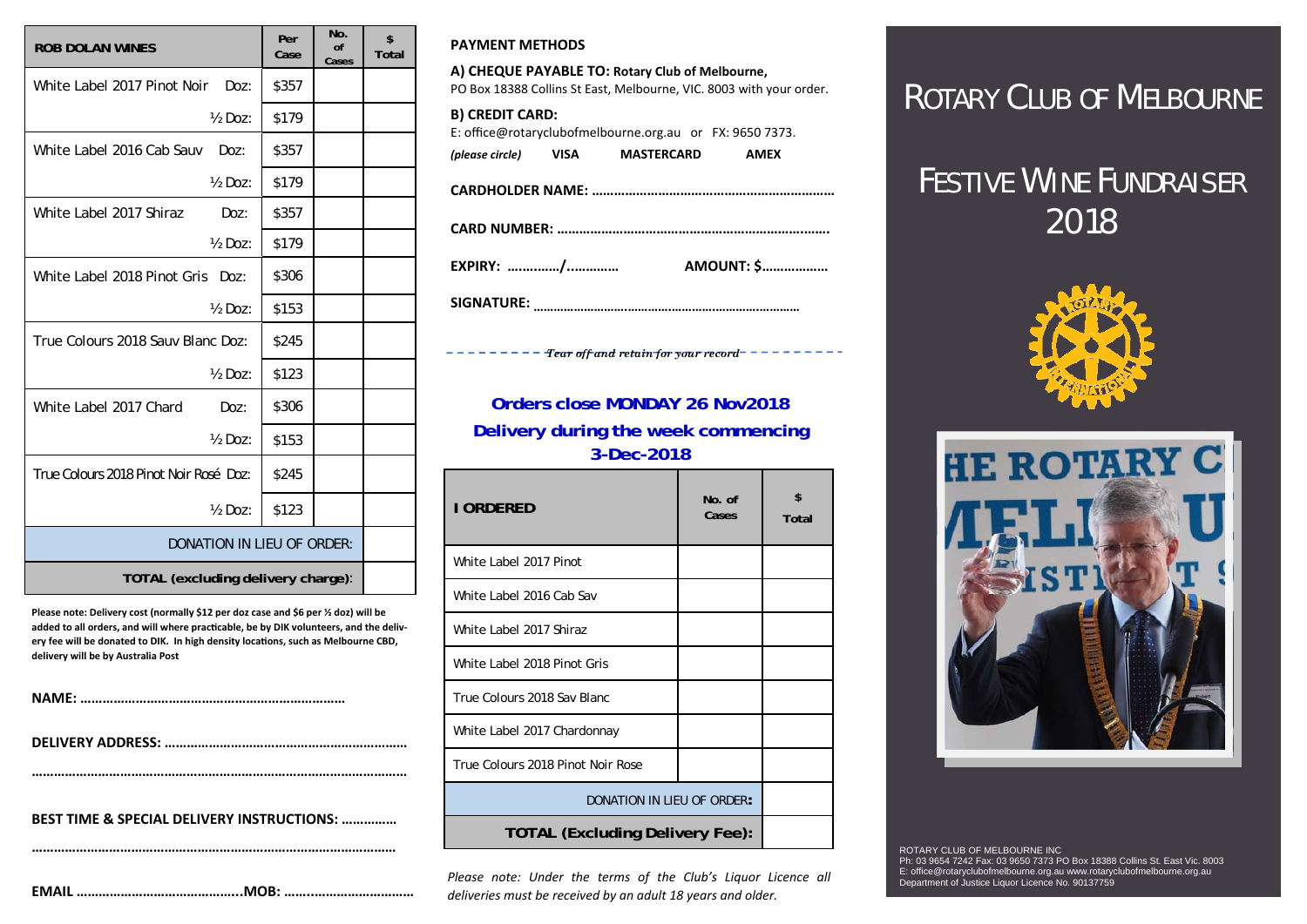| ROB DOLAN WINES | Per Case | No. of Cases | $ Total |
|---|---|---|---|
| White Label 2017 Pinot Noir Doz: | $357 | | |
| ½ Doz: | $179 | | |
| White Label 2016 Cab Sauv Doz: | $357 | | |
| ½ Doz: | $179 | | |
| White Label 2017 Shiraz Doz: | $357 | | |
| ½ Doz: | $179 | | |
| White Label 2018 Pinot Gris Doz: | $306 | | |
| ½ Doz: | $153 | | |
| True Colours 2018 Sauv Blanc Doz: | $245 | | |
| ½ Doz: | $123 | | |
| White Label 2017 Chard Doz: | $306 | | |
| ½ Doz: | $153 | | |
| True Colours 2018 Pinot Noir Rosé Doz: | $245 | | |
| ½ Doz: | $123 | | |
| DONATION IN LIEU OF ORDER: | | | |
| **TOTAL (excluding delivery charge):** | | | |

**Please note: Delivery cost (normally $12 per doz case and $6 per ½ doz) will be added to all orders, and will where practicable, be by DIK volunteers, and the delivery fee will be donated to DIK. In high density locations, such as Melbourne CBD, delivery will be by Australia Post**

**NAME:** ……………………………………………………………

**DELIVERY ADDRESS:** ……………………………………………………

………………………………………………………………………………

**BEST TIME & SPECIAL DELIVERY INSTRUCTIONS:** ……………

………………………………………………………………………………

**EMAIL** ……………………………………..**MOB:** ……………………………

**PAYMENT METHODS**

**A) CHEQUE PAYABLE TO: Rotary Club of Melbourne,**
PO Box 18388 Collins St East, Melbourne, VIC. 8003 with your order.

**B) CREDIT CARD:**
E: office@rotaryclubofmelbourne.org.au or FX: 9650 7373.

*(please circle)* **VISA** **MASTERCARD** **AMEX**

**CARDHOLDER NAME:** ………………………………………………………

**CARD NUMBER:** ……………………………………………………………

**EXPIRY:** …………/………… **AMOUNT: $**………………

**SIGNATURE:** ………………………………………………………………

*Tear off and retain for your record*

**Orders close MONDAY 26 Nov2018**

**Delivery during the week commencing 3-Dec-2018**

| I ORDERED | No. of Cases | $ Total |
|---|---|---|
| White Label 2017 Pinot | | |
| White Label 2016 Cab Sav | | |
| White Label 2017 Shiraz | | |
| White Label 2018 Pinot Gris | | |
| True Colours 2018 Sav Blanc | | |
| White Label 2017 Chardonnay | | |
| True Colours 2018 Pinot Noir Rose | | |
| DONATION IN LIEU OF ORDER: | | |
| **TOTAL (Excluding Delivery Fee):** | | |

*Please note: Under the terms of the Club's Liquor Licence all deliveries must be received by an adult 18 years and older.*

# ROTARY CLUB OF MELBOURNE

# FESTIVE WINE FUNDRAISER 2018

ROTARY CLUB OF MELBOURNE INC
Ph: 03 9654 7242 Fax: 03 9650 7373 PO Box 18388 Collins St. East Vic. 8003
E: office@rotaryclubofmelbourne.org.au www.rotaryclubofmelbourne.org.au
Department of Justice Liquor Licence No. 90137759